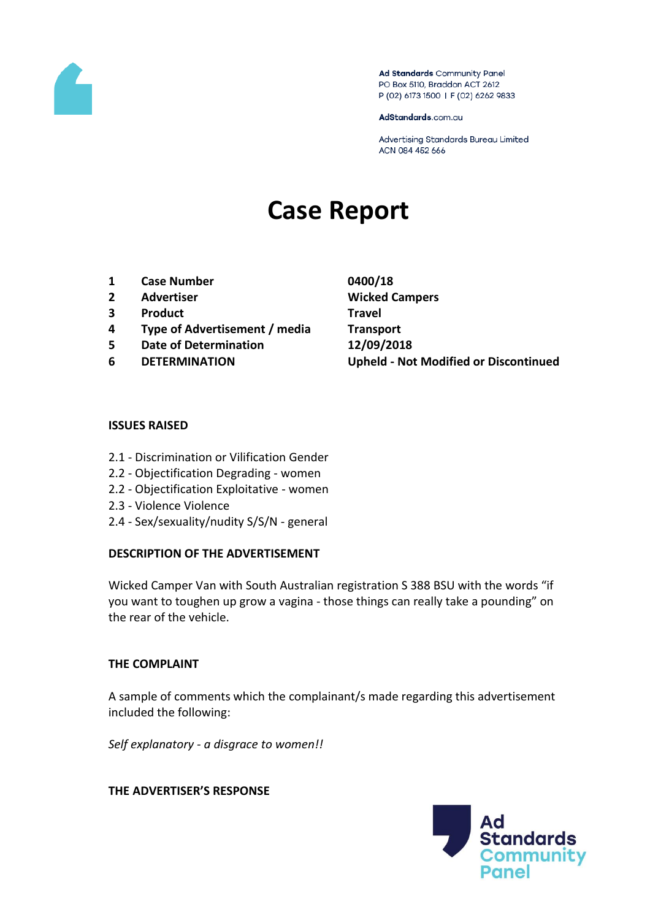Ad Standards Community Panel
PO Box 5110, Braddon ACT 2612
P (02) 6173 1500 | F (02) 6262 9833

AdStandards.com.au

Advertising Standards Bureau Limited
ACN 084 452 666

# Case Report

| | | |
|---|---|---|
| **1** | **Case Number** | **0400/18** |
| **2** | **Advertiser** | **Wicked Campers** |
| **3** | **Product** | **Travel** |
| **4** | **Type of Advertisement / media** | **Transport** |
| **5** | **Date of Determination** | **12/09/2018** |
| **6** | **DETERMINATION** | **Upheld - Not Modified or Discontinued** |

### ISSUES RAISED

2.1 - Discrimination or Vilification Gender
2.2 - Objectification Degrading - women
2.2 - Objectification Exploitative - women
2.3 - Violence Violence
2.4 - Sex/sexuality/nudity S/S/N - general

### DESCRIPTION OF THE ADVERTISEMENT

Wicked Camper Van with South Australian registration S 388 BSU with the words "if you want to toughen up grow a vagina - those things can really take a pounding" on the rear of the vehicle.

### THE COMPLAINT

A sample of comments which the complainant/s made regarding this advertisement included the following:

*Self explanatory - a disgrace to women!!*

### THE ADVERTISER'S RESPONSE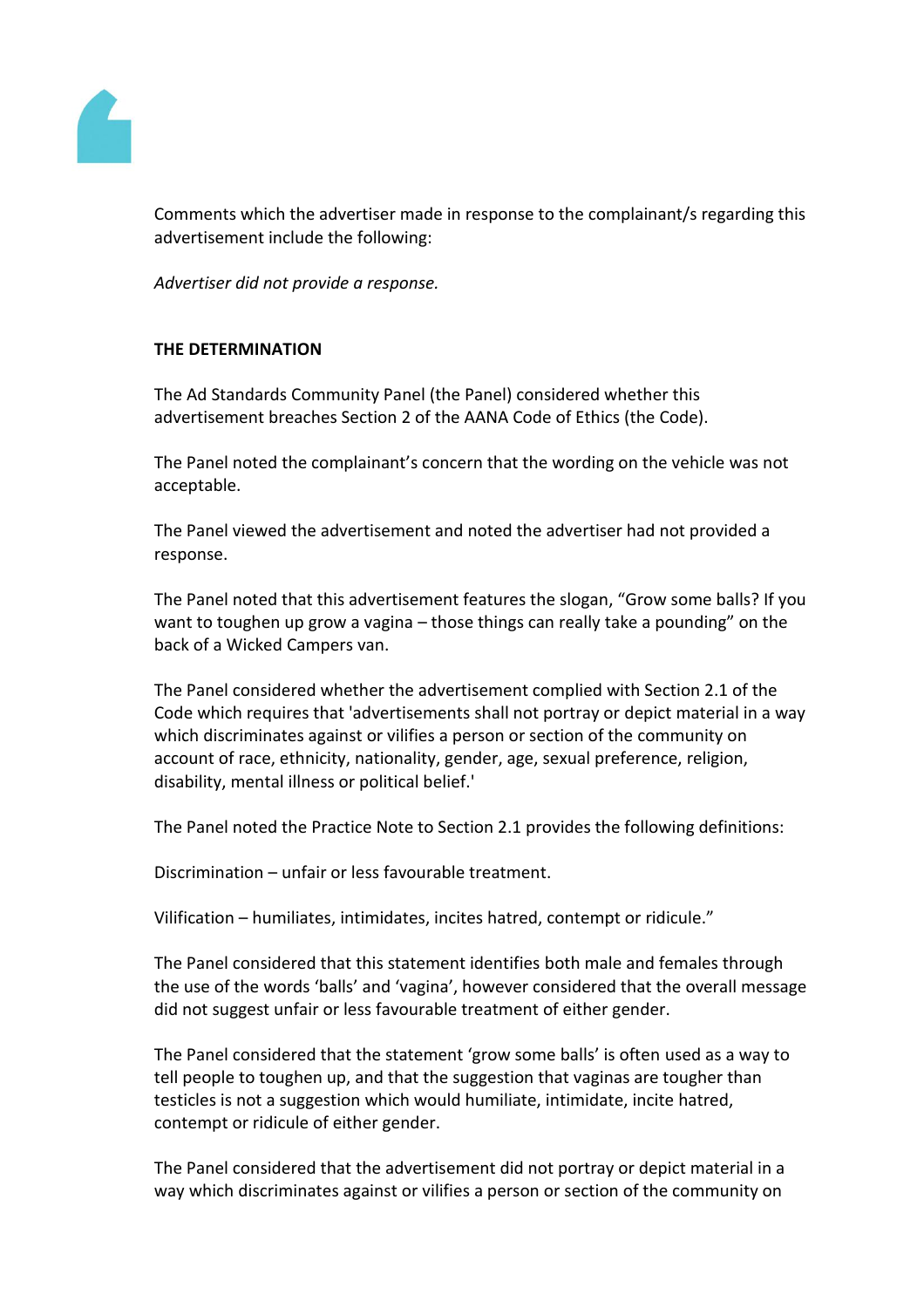Comments which the advertiser made in response to the complainant/s regarding this advertisement include the following:

*Advertiser did not provide a response.*

**THE DETERMINATION**

The Ad Standards Community Panel (the Panel) considered whether this advertisement breaches Section 2 of the AANA Code of Ethics (the Code).

The Panel noted the complainant's concern that the wording on the vehicle was not acceptable.

The Panel viewed the advertisement and noted the advertiser had not provided a response.

The Panel noted that this advertisement features the slogan, "Grow some balls? If you want to toughen up grow a vagina – those things can really take a pounding" on the back of a Wicked Campers van.

The Panel considered whether the advertisement complied with Section 2.1 of the Code which requires that 'advertisements shall not portray or depict material in a way which discriminates against or vilifies a person or section of the community on account of race, ethnicity, nationality, gender, age, sexual preference, religion, disability, mental illness or political belief.'

The Panel noted the Practice Note to Section 2.1 provides the following definitions:

Discrimination – unfair or less favourable treatment.

Vilification – humiliates, intimidates, incites hatred, contempt or ridicule."

The Panel considered that this statement identifies both male and females through the use of the words 'balls' and 'vagina', however considered that the overall message did not suggest unfair or less favourable treatment of either gender.

The Panel considered that the statement 'grow some balls' is often used as a way to tell people to toughen up, and that the suggestion that vaginas are tougher than testicles is not a suggestion which would humiliate, intimidate, incite hatred, contempt or ridicule of either gender.

The Panel considered that the advertisement did not portray or depict material in a way which discriminates against or vilifies a person or section of the community on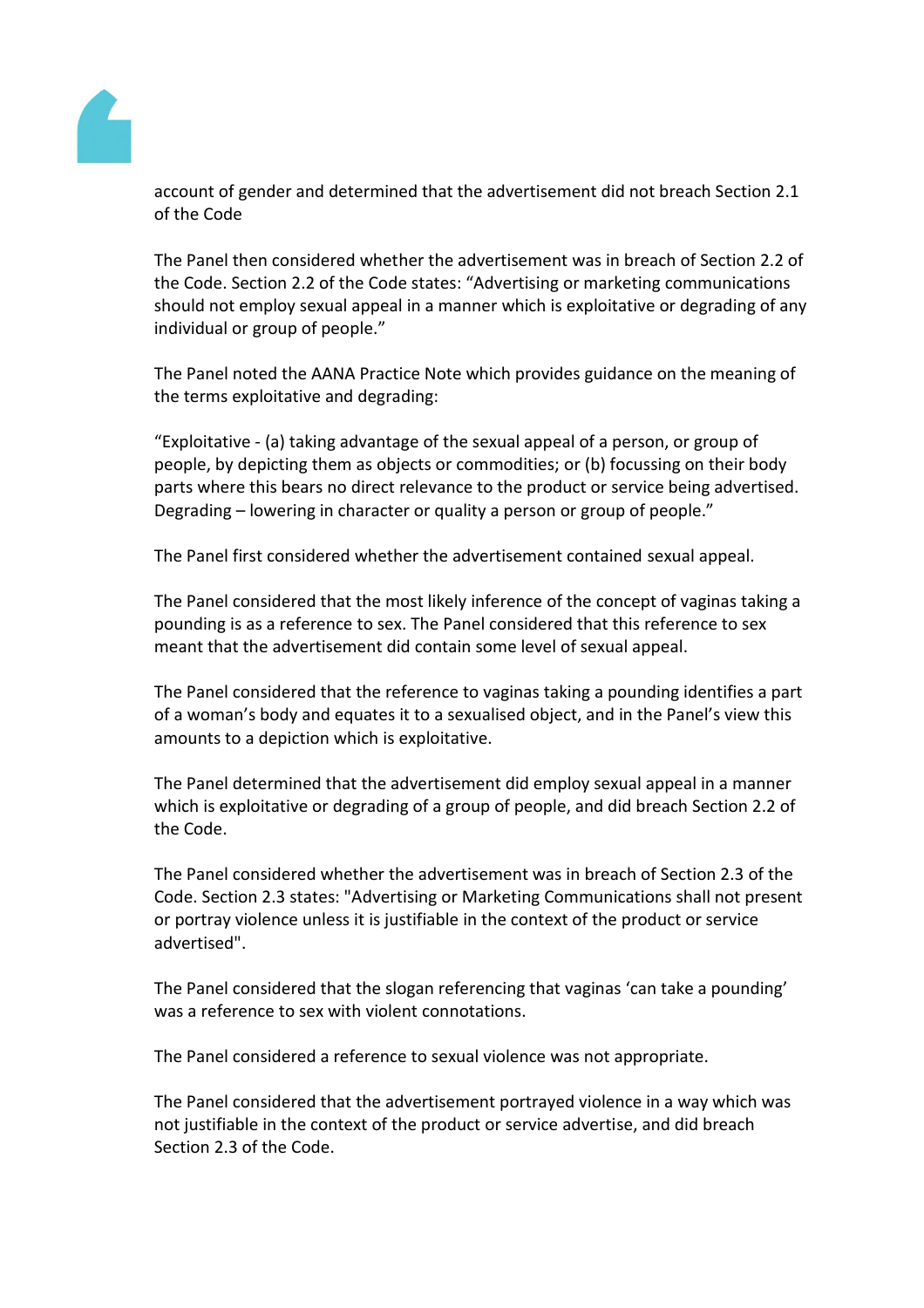account of gender and determined that the advertisement did not breach Section 2.1 of the Code

The Panel then considered whether the advertisement was in breach of Section 2.2 of the Code. Section 2.2 of the Code states: "Advertising or marketing communications should not employ sexual appeal in a manner which is exploitative or degrading of any individual or group of people."

The Panel noted the AANA Practice Note which provides guidance on the meaning of the terms exploitative and degrading:

"Exploitative - (a) taking advantage of the sexual appeal of a person, or group of people, by depicting them as objects or commodities; or (b) focussing on their body parts where this bears no direct relevance to the product or service being advertised. Degrading – lowering in character or quality a person or group of people."

The Panel first considered whether the advertisement contained sexual appeal.

The Panel considered that the most likely inference of the concept of vaginas taking a pounding is as a reference to sex. The Panel considered that this reference to sex meant that the advertisement did contain some level of sexual appeal.

The Panel considered that the reference to vaginas taking a pounding identifies a part of a woman's body and equates it to a sexualised object, and in the Panel's view this amounts to a depiction which is exploitative.

The Panel determined that the advertisement did employ sexual appeal in a manner which is exploitative or degrading of a group of people, and did breach Section 2.2 of the Code.

The Panel considered whether the advertisement was in breach of Section 2.3 of the Code. Section 2.3 states: "Advertising or Marketing Communications shall not present or portray violence unless it is justifiable in the context of the product or service advertised".

The Panel considered that the slogan referencing that vaginas 'can take a pounding' was a reference to sex with violent connotations.

The Panel considered a reference to sexual violence was not appropriate.

The Panel considered that the advertisement portrayed violence in a way which was not justifiable in the context of the product or service advertise, and did breach Section 2.3 of the Code.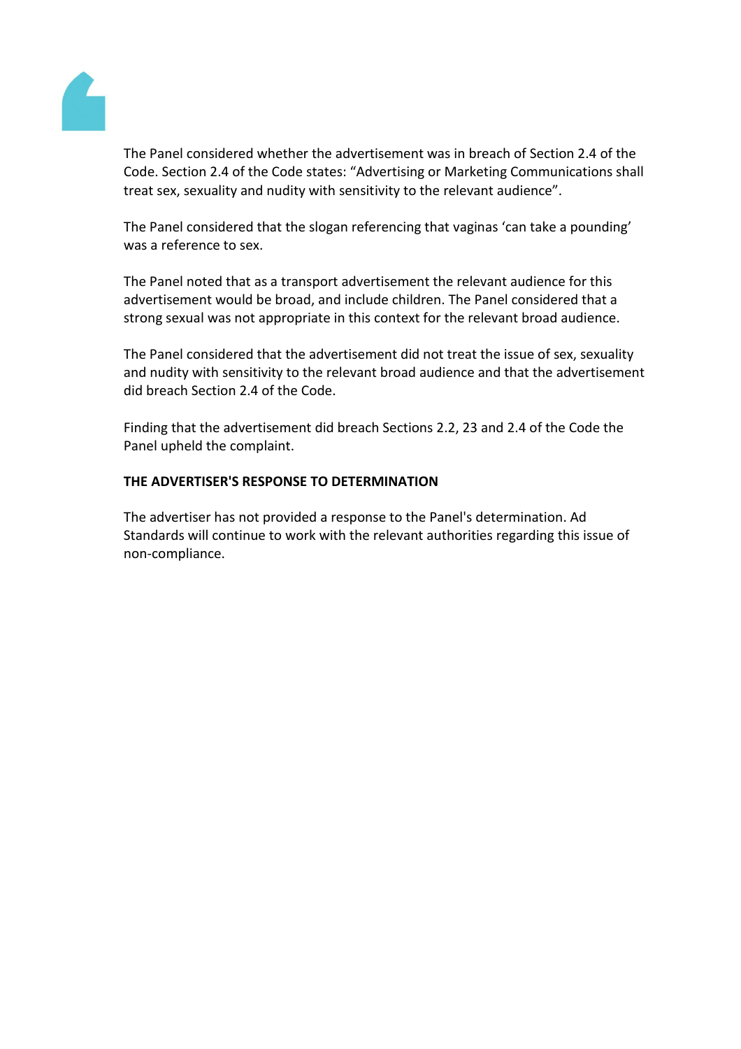The Panel considered whether the advertisement was in breach of Section 2.4 of the Code. Section 2.4 of the Code states: “Advertising or Marketing Communications shall treat sex, sexuality and nudity with sensitivity to the relevant audience”.

The Panel considered that the slogan referencing that vaginas ‘can take a pounding’ was a reference to sex.

The Panel noted that as a transport advertisement the relevant audience for this advertisement would be broad, and include children. The Panel considered that a strong sexual was not appropriate in this context for the relevant broad audience.

The Panel considered that the advertisement did not treat the issue of sex, sexuality and nudity with sensitivity to the relevant broad audience and that the advertisement did breach Section 2.4 of the Code.

Finding that the advertisement did breach Sections 2.2, 23 and 2.4 of the Code the Panel upheld the complaint.

**THE ADVERTISER'S RESPONSE TO DETERMINATION**

The advertiser has not provided a response to the Panel's determination. Ad Standards will continue to work with the relevant authorities regarding this issue of non-compliance.